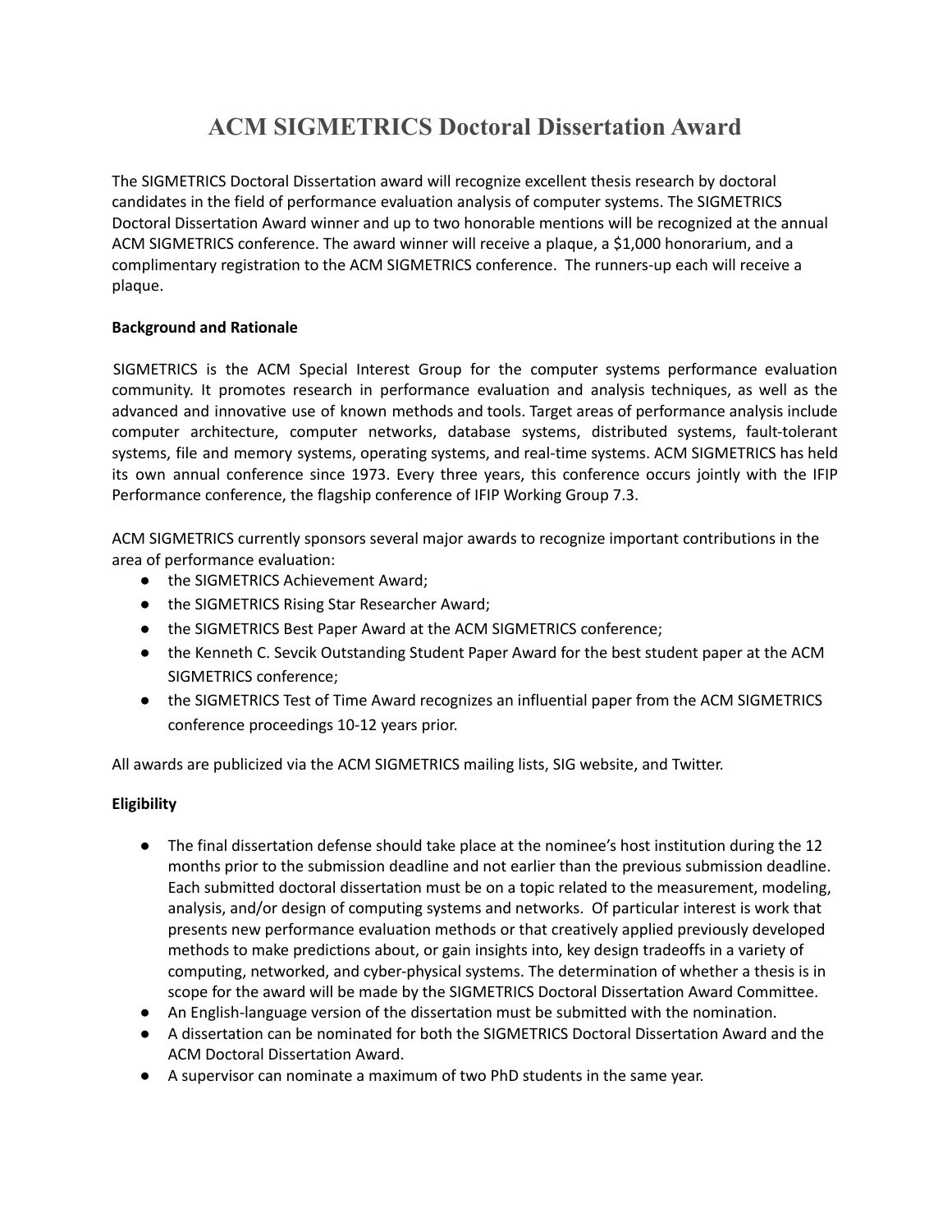# ACM SIGMETRICS Doctoral Dissertation Award

The SIGMETRICS Doctoral Dissertation award will recognize excellent thesis research by doctoral candidates in the field of performance evaluation analysis of computer systems. The SIGMETRICS Doctoral Dissertation Award winner and up to two honorable mentions will be recognized at the annual ACM SIGMETRICS conference. The award winner will receive a plaque, a $1,000 honorarium, and a complimentary registration to the ACM SIGMETRICS conference. The runners-up each will receive a plaque.

**Background and Rationale**

SIGMETRICS is the ACM Special Interest Group for the computer systems performance evaluation community. It promotes research in performance evaluation and analysis techniques, as well as the advanced and innovative use of known methods and tools. Target areas of performance analysis include computer architecture, computer networks, database systems, distributed systems, fault-tolerant systems, file and memory systems, operating systems, and real-time systems. ACM SIGMETRICS has held its own annual conference since 1973. Every three years, this conference occurs jointly with the IFIP Performance conference, the flagship conference of IFIP Working Group 7.3.

ACM SIGMETRICS currently sponsors several major awards to recognize important contributions in the area of performance evaluation:

- the SIGMETRICS Achievement Award;
- the SIGMETRICS Rising Star Researcher Award;
- the SIGMETRICS Best Paper Award at the ACM SIGMETRICS conference;
- the Kenneth C. Sevcik Outstanding Student Paper Award for the best student paper at the ACM SIGMETRICS conference;
- the SIGMETRICS Test of Time Award recognizes an influential paper from the ACM SIGMETRICS conference proceedings 10-12 years prior.

All awards are publicized via the ACM SIGMETRICS mailing lists, SIG website, and Twitter.

**Eligibility**

- The final dissertation defense should take place at the nominee's host institution during the 12 months prior to the submission deadline and not earlier than the previous submission deadline. Each submitted doctoral dissertation must be on a topic related to the measurement, modeling, analysis, and/or design of computing systems and networks. Of particular interest is work that presents new performance evaluation methods or that creatively applied previously developed methods to make predictions about, or gain insights into, key design tradeoffs in a variety of computing, networked, and cyber-physical systems. The determination of whether a thesis is in scope for the award will be made by the SIGMETRICS Doctoral Dissertation Award Committee.
- An English-language version of the dissertation must be submitted with the nomination.
- A dissertation can be nominated for both the SIGMETRICS Doctoral Dissertation Award and the ACM Doctoral Dissertation Award.
- A supervisor can nominate a maximum of two PhD students in the same year.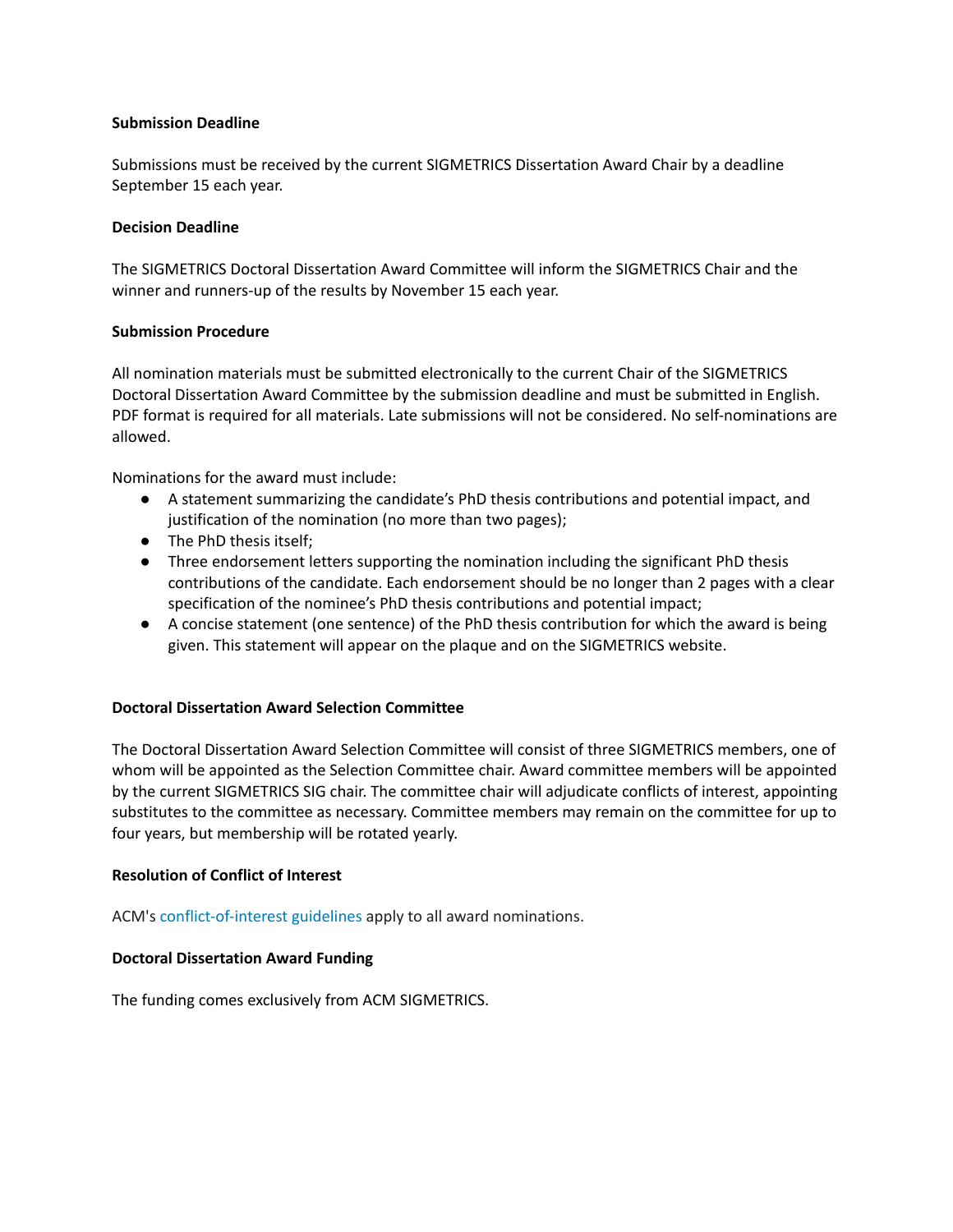**Submission Deadline**

Submissions must be received by the current SIGMETRICS Dissertation Award Chair by a deadline September 15 each year.

**Decision Deadline**

The SIGMETRICS Doctoral Dissertation Award Committee will inform the SIGMETRICS Chair and the winner and runners-up of the results by November 15 each year.

**Submission Procedure**

All nomination materials must be submitted electronically to the current Chair of the SIGMETRICS Doctoral Dissertation Award Committee by the submission deadline and must be submitted in English. PDF format is required for all materials. Late submissions will not be considered. No self-nominations are allowed.

Nominations for the award must include:

- A statement summarizing the candidate's PhD thesis contributions and potential impact, and justification of the nomination (no more than two pages);
- The PhD thesis itself;
- Three endorsement letters supporting the nomination including the significant PhD thesis contributions of the candidate. Each endorsement should be no longer than 2 pages with a clear specification of the nominee's PhD thesis contributions and potential impact;
- A concise statement (one sentence) of the PhD thesis contribution for which the award is being given. This statement will appear on the plaque and on the SIGMETRICS website.

**Doctoral Dissertation Award Selection Committee**

The Doctoral Dissertation Award Selection Committee will consist of three SIGMETRICS members, one of whom will be appointed as the Selection Committee chair. Award committee members will be appointed by the current SIGMETRICS SIG chair. The committee chair will adjudicate conflicts of interest, appointing substitutes to the committee as necessary. Committee members may remain on the committee for up to four years, but membership will be rotated yearly.

**Resolution of Conflict of Interest**

ACM's conflict-of-interest guidelines apply to all award nominations.

**Doctoral Dissertation Award Funding**

The funding comes exclusively from ACM SIGMETRICS.